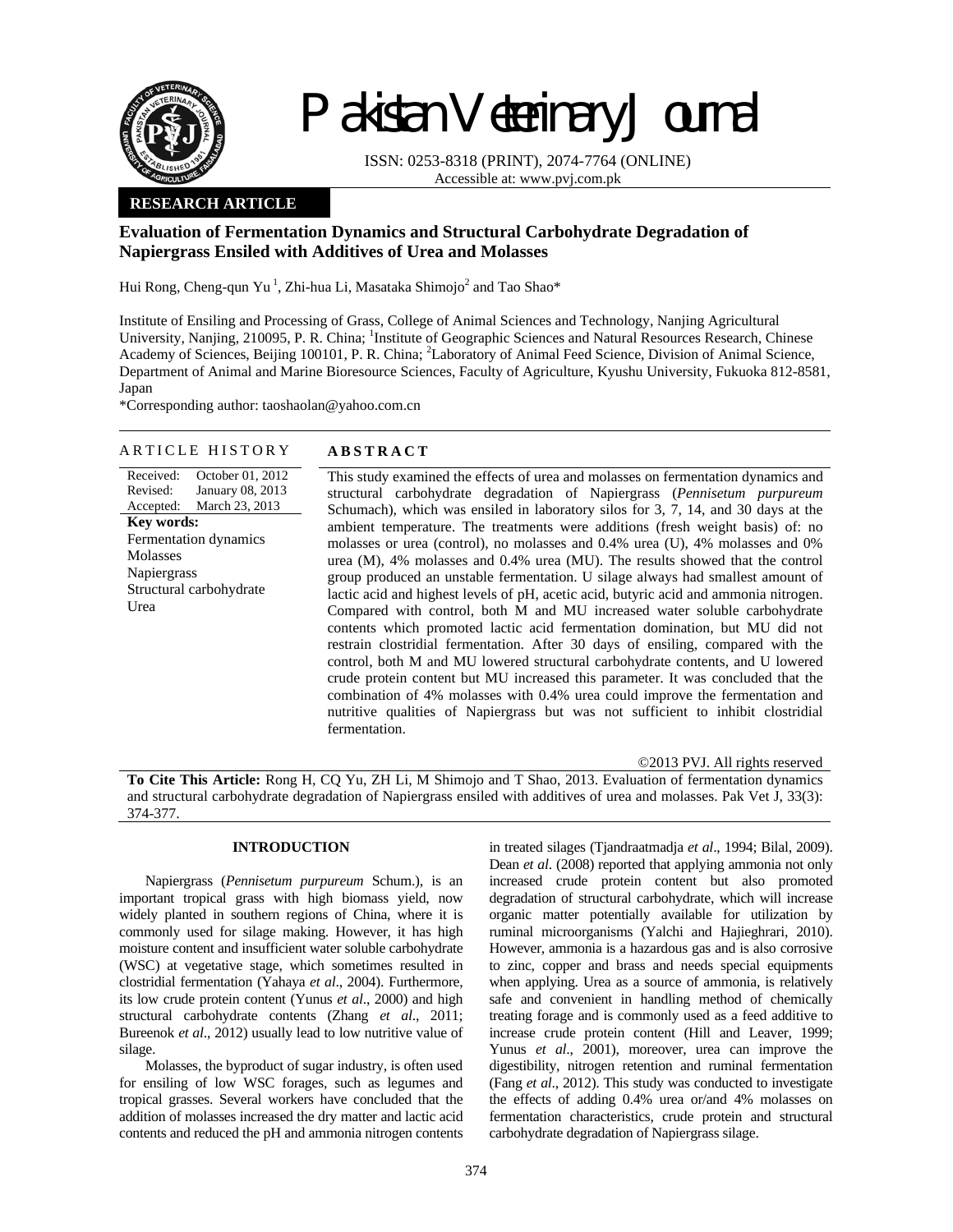Pakistan Veterinary Journal

ISSN: 0253-8318 (PRINT), 2074-7764 (ONLINE)
Accessible at: www.pvj.com.pk

**RESEARCH ARTICLE**

# Evaluation of Fermentation Dynamics and Structural Carbohydrate Degradation of Napiergrass Ensiled with Additives of Urea and Molasses

Hui Rong, Cheng-qun Yu [1], Zhi-hua Li, Masataka Shimojo[2] and Tao Shao*

Institute of Ensiling and Processing of Grass, College of Animal Sciences and Technology, Nanjing Agricultural University, Nanjing, 210095, P. R. China; [1]Institute of Geographic Sciences and Natural Resources Research, Chinese Academy of Sciences, Beijing 100101, P. R. China; [2]Laboratory of Animal Feed Science, Division of Animal Science, Department of Animal and Marine Bioresource Sciences, Faculty of Agriculture, Kyushu University, Fukuoka 812-8581, Japan

*Corresponding author: taoshaolan@yahoo.com.cn

## ARTICLE HISTORY

Received: October 01, 2012
Revised: January 08, 2013
Accepted: March 23, 2013

**Key words:**
Fermentation dynamics
Molasses
Napiergrass
Structural carbohydrate
Urea

## ABSTRACT

This study examined the effects of urea and molasses on fermentation dynamics and structural carbohydrate degradation of Napiergrass (*Pennisetum purpureum* Schumach), which was ensiled in laboratory silos for 3, 7, 14, and 30 days at the ambient temperature. The treatments were additions (fresh weight basis) of: no molasses or urea (control), no molasses and 0.4% urea (U), 4% molasses and 0% urea (M), 4% molasses and 0.4% urea (MU). The results showed that the control group produced an unstable fermentation. U silage always had smallest amount of lactic acid and highest levels of pH, acetic acid, butyric acid and ammonia nitrogen. Compared with control, both M and MU increased water soluble carbohydrate contents which promoted lactic acid fermentation domination, but MU did not restrain clostridial fermentation. After 30 days of ensiling, compared with the control, both M and MU lowered structural carbohydrate contents, and U lowered crude protein content but MU increased this parameter. It was concluded that the combination of 4% molasses with 0.4% urea could improve the fermentation and nutritive qualities of Napiergrass but was not sufficient to inhibit clostridial fermentation.

©2013 PVJ. All rights reserved

**To Cite This Article:** Rong H, CQ Yu, ZH Li, M Shimojo and T Shao, 2013. Evaluation of fermentation dynamics and structural carbohydrate degradation of Napiergrass ensiled with additives of urea and molasses. Pak Vet J, 33(3): 374-377.

## INTRODUCTION

Napiergrass (*Pennisetum purpureum* Schum.), is an important tropical grass with high biomass yield, now widely planted in southern regions of China, where it is commonly used for silage making. However, it has high moisture content and insufficient water soluble carbohydrate (WSC) at vegetative stage, which sometimes resulted in clostridial fermentation (Yahaya *et al*., 2004). Furthermore, its low crude protein content (Yunus *et al*., 2000) and high structural carbohydrate contents (Zhang *et al*., 2011; Bureenok *et al*., 2012) usually lead to low nutritive value of silage.

Molasses, the byproduct of sugar industry, is often used for ensiling of low WSC forages, such as legumes and tropical grasses. Several workers have concluded that the addition of molasses increased the dry matter and lactic acid contents and reduced the pH and ammonia nitrogen contents in treated silages (Tjandraatmadja *et al*., 1994; Bilal, 2009). Dean *et al*. (2008) reported that applying ammonia not only increased crude protein content but also promoted degradation of structural carbohydrate, which will increase organic matter potentially available for utilization by ruminal microorganisms (Yalchi and Hajieghrari, 2010). However, ammonia is a hazardous gas and is also corrosive to zinc, copper and brass and needs special equipments when applying. Urea as a source of ammonia, is relatively safe and convenient in handling method of chemically treating forage and is commonly used as a feed additive to increase crude protein content (Hill and Leaver, 1999; Yunus *et al*., 2001), moreover, urea can improve the digestibility, nitrogen retention and ruminal fermentation (Fang *et al*., 2012). This study was conducted to investigate the effects of adding 0.4% urea or/and 4% molasses on fermentation characteristics, crude protein and structural carbohydrate degradation of Napiergrass silage.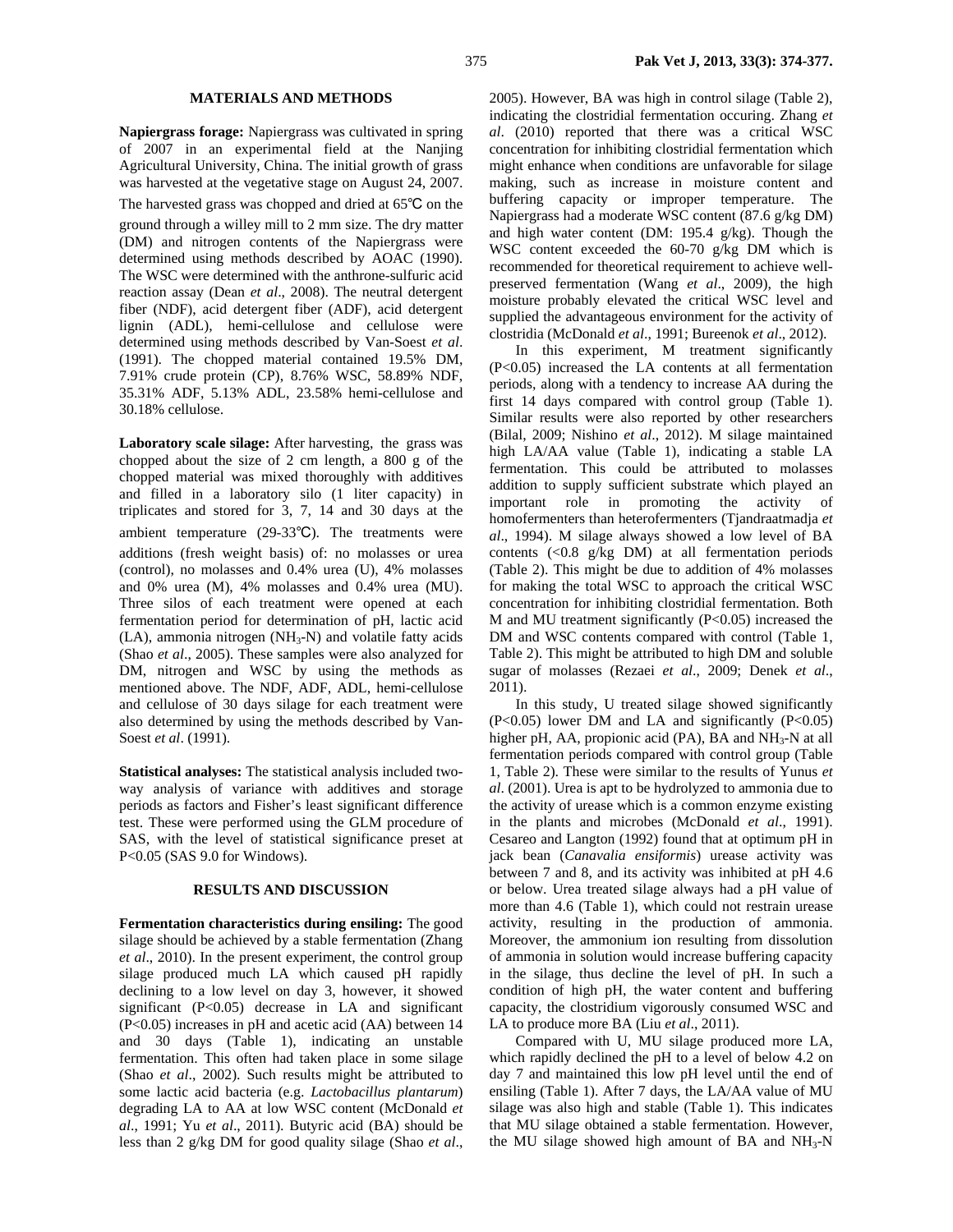## MATERIALS AND METHODS

**Napiergrass forage:** Napiergrass was cultivated in spring of 2007 in an experimental field at the Nanjing Agricultural University, China. The initial growth of grass was harvested at the vegetative stage on August 24, 2007. The harvested grass was chopped and dried at 65℃ on the ground through a willey mill to 2 mm size. The dry matter (DM) and nitrogen contents of the Napiergrass were determined using methods described by AOAC (1990). The WSC were determined with the anthrone-sulfuric acid reaction assay (Dean *et al*., 2008). The neutral detergent fiber (NDF), acid detergent fiber (ADF), acid detergent lignin (ADL), hemi-cellulose and cellulose were determined using methods described by Van-Soest *et al*. (1991). The chopped material contained 19.5% DM, 7.91% crude protein (CP), 8.76% WSC, 58.89% NDF, 35.31% ADF, 5.13% ADL, 23.58% hemi-cellulose and 30.18% cellulose.

**Laboratory scale silage:** After harvesting, the grass was chopped about the size of 2 cm length, a 800 g of the chopped material was mixed thoroughly with additives and filled in a laboratory silo (1 liter capacity) in triplicates and stored for 3, 7, 14 and 30 days at the ambient temperature (29-33℃). The treatments were additions (fresh weight basis) of: no molasses or urea (control), no molasses and 0.4% urea (U), 4% molasses and 0% urea (M), 4% molasses and 0.4% urea (MU). Three silos of each treatment were opened at each fermentation period for determination of pH, lactic acid (LA), ammonia nitrogen ($NH_3$-N) and volatile fatty acids (Shao *et al*., 2005). These samples were also analyzed for DM, nitrogen and WSC by using the methods as mentioned above. The NDF, ADF, ADL, hemi-cellulose and cellulose of 30 days silage for each treatment were also determined by using the methods described by Van-Soest *et al*. (1991).

**Statistical analyses:** The statistical analysis included two-way analysis of variance with additives and storage periods as factors and Fisher's least significant difference test. These were performed using the GLM procedure of SAS, with the level of statistical significance preset at $P<0.05$ (SAS 9.0 for Windows).

## RESULTS AND DISCUSSION

**Fermentation characteristics during ensiling:** The good silage should be achieved by a stable fermentation (Zhang *et al*., 2010). In the present experiment, the control group silage produced much LA which caused pH rapidly declining to a low level on day 3, however, it showed significant ($P<0.05$) decrease in LA and significant ($P<0.05$) increases in pH and acetic acid (AA) between 14 and 30 days (Table 1), indicating an unstable fermentation. This often had taken place in some silage (Shao *et al*., 2002). Such results might be attributed to some lactic acid bacteria (e.g. *Lactobacillus plantarum*) degrading LA to AA at low WSC content (McDonald *et al*., 1991; Yu *et al*., 2011). Butyric acid (BA) should be less than 2 g/kg DM for good quality silage (Shao *et al*., 2005). However, BA was high in control silage (Table 2), indicating the clostridial fermentation occuring. Zhang *et al*. (2010) reported that there was a critical WSC concentration for inhibiting clostridial fermentation which might enhance when conditions are unfavorable for silage making, such as increase in moisture content and buffering capacity or improper temperature. The Napiergrass had a moderate WSC content (87.6 g/kg DM) and high water content (DM: 195.4 g/kg). Though the WSC content exceeded the 60-70 g/kg DM which is recommended for theoretical requirement to achieve well-preserved fermentation (Wang *et al*., 2009), the high moisture probably elevated the critical WSC level and supplied the advantageous environment for the activity of clostridia (McDonald *et al*., 1991; Bureenok *et al*., 2012).

In this experiment, M treatment significantly ($P<0.05$) increased the LA contents at all fermentation periods, along with a tendency to increase AA during the first 14 days compared with control group (Table 1). Similar results were also reported by other researchers (Bilal, 2009; Nishino *et al*., 2012). M silage maintained high LA/AA value (Table 1), indicating a stable LA fermentation. This could be attributed to molasses addition to supply sufficient substrate which played an important role in promoting the activity of homofermenters than heterofermenters (Tjandraatmadja *et al*., 1994). M silage always showed a low level of BA contents (<0.8 g/kg DM) at all fermentation periods (Table 2). This might be due to addition of 4% molasses for making the total WSC to approach the critical WSC concentration for inhibiting clostridial fermentation. Both M and MU treatment significantly ($P<0.05$) increased the DM and WSC contents compared with control (Table 1, Table 2). This might be attributed to high DM and soluble sugar of molasses (Rezaei *et al*., 2009; Denek *et al*., 2011).

In this study, U treated silage showed significantly ($P<0.05$) lower DM and LA and significantly ($P<0.05$) higher pH, AA, propionic acid (PA), BA and $NH_3$-N at all fermentation periods compared with control group (Table 1, Table 2). These were similar to the results of Yunus *et al*. (2001). Urea is apt to be hydrolyzed to ammonia due to the activity of urease which is a common enzyme existing in the plants and microbes (McDonald *et al*., 1991). Cesareo and Langton (1992) found that at optimum pH in jack bean (*Canavalia ensiformis*) urease activity was between 7 and 8, and its activity was inhibited at pH 4.6 or below. Urea treated silage always had a pH value of more than 4.6 (Table 1), which could not restrain urease activity, resulting in the production of ammonia. Moreover, the ammonium ion resulting from dissolution of ammonia in solution would increase buffering capacity in the silage, thus decline the level of pH. In such a condition of high pH, the water content and buffering capacity, the clostridium vigorously consumed WSC and LA to produce more BA (Liu *et al*., 2011).

Compared with U, MU silage produced more LA, which rapidly declined the pH to a level of below 4.2 on day 7 and maintained this low pH level until the end of ensiling (Table 1). After 7 days, the LA/AA value of MU silage was also high and stable (Table 1). This indicates that MU silage obtained a stable fermentation. However, the MU silage showed high amount of BA and $NH_3$-N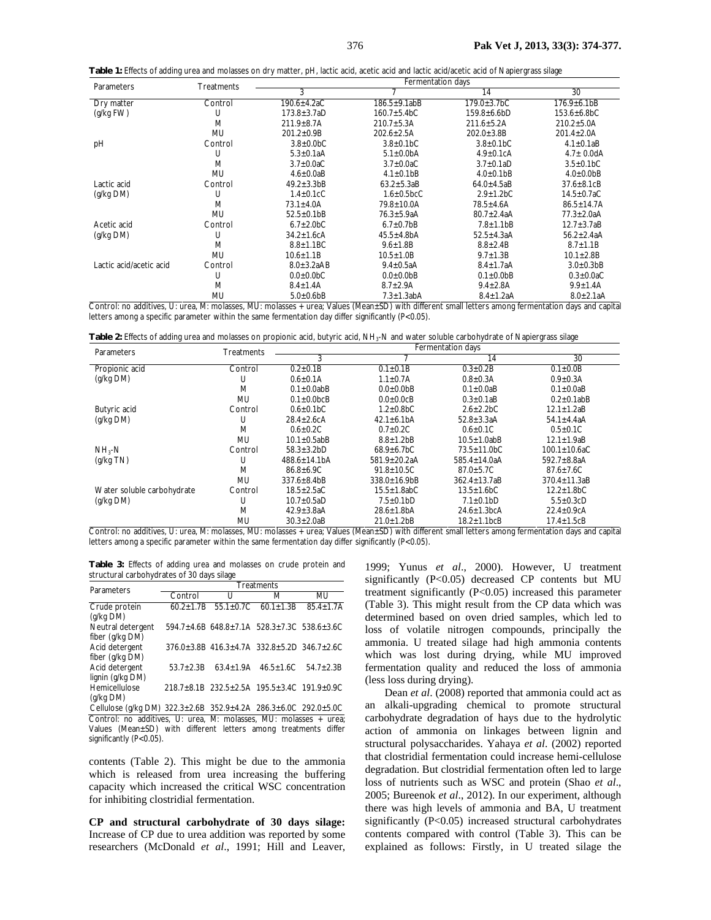**Table 1:** Effects of adding urea and molasses on dry matter, pH, lactic acid, acetic acid and lactic acid/acetic acid of Napiergrass silage

| Parameters | Treatments | Fermentation days | | | |
|---|---|---|---|---|---|
| | | 3 | 7 | 14 | 30 |
| Dry matter (g/kg FW) | Control | 190.6±4.2aC | 186.5±9.1abB | 179.0±3.7bC | 176.9±6.1bB |
| | U | 173.8±3.7aD | 160.7±5.4bC | 159.8±6.6bD | 153.6±6.8bC |
| | M | 211.9±8.7A | 210.7±5.3A | 211.6±5.2A | 210.2±5.0A |
| | MU | 201.2±0.9B | 202.6±2.5A | 202.0±3.8B | 201.4±2.0A |
| pH | Control | 3.8±0.0bC | 3.8±0.1bC | 3.8±0.1bC | 4.1±0.1aB |
| | U | 5.3±0.1aA | 5.1±0.0bA | 4.9±0.1cA | 4.7± 0.0dA |
| | M | 3.7±0.0aC | 3.7±0.0aC | 3.7±0.1aD | 3.5±0.1bC |
| | MU | 4.6±0.0aB | 4.1±0.1bB | 4.0±0.1bB | 4.0±0.0bB |
| Lactic acid (g/kg DM) | Control | 49.2±3.3bB | 63.2±5.3aB | 64.0±4.5aB | 37.6±8.1cB |
| | U | 1.4±0.1cC | 1.6±0.5bcC | 2.9±1.2bC | 14.5±0.7aC |
| | M | 73.1±4.0A | 79.8±10.0A | 78.5±4.6A | 86.5±14.7A |
| | MU | 52.5±0.1bB | 76.3±5.9aA | 80.7±2.4aA | 77.3±2.0aA |
| Acetic acid (g/kg DM) | Control | 6.7±2.0bC | 6.7±0.7bB | 7.8±1.1bB | 12.7±3.7aB |
| | U | 34.2±1.6cA | 45.5±4.8bA | 52.5±4.3aA | 56.2±2.4aA |
| | M | 8.8±1.1BC | 9.6±1.8B | 8.8±2.4B | 8.7±1.1B |
| | MU | 10.6±1.1B | 10.5±1.0B | 9.7±1.3B | 10.1±2.8B |
| Lactic acid/acetic acid | Control | 8.0±3.2aAB | 9.4±0.5aA | 8.4±1.7aA | 3.0±0.3bB |
| | U | 0.0±0.0bC | 0.0±0.0bB | 0.1±0.0bB | 0.3±0.0aC |
| | M | 8.4±1.4A | 8.7±2.9A | 9.4±2.8A | 9.9±1.4A |
| | MU | 5.0±0.6bB | 7.3±1.3abA | 8.4±1.2aA | 8.0±2.1aA |

Control: no additives, U: urea, M: molasses, MU: molasses + urea; Values (Mean±SD) with different small letters among fermentation days and capital letters among a specific parameter within the same fermentation day differ significantly (P<0.05).

**Table 2:** Effects of adding urea and molasses on propionic acid, butyric acid, $NH_3$-N and water soluble carbohydrate of Napiergrass silage

| Parameters | Treatments | Fermentation days | | | |
|---|---|---|---|---|---|
| | | 3 | 7 | 14 | 30 |
| Propionic acid (g/kg DM) | Control | 0.2±0.1B | 0.1±0.1B | 0.3±0.2B | 0.1±0.0B |
| | U | 0.6±0.1A | 1.1±0.7A | 0.8±0.3A | 0.9±0.3A |
| | M | 0.1±0.0abB | 0.0±0.0bB | 0.1±0.0aB | 0.1±0.0aB |
| | MU | 0.1±0.0bcB | 0.0±0.0cB | 0.3±0.1aB | 0.2±0.1abB |
| Butyric acid (g/kg DM) | Control | 0.6±0.1bC | 1.2±0.8bC | 2.6±2.2bC | 12.1±1.2aB |
| | U | 28.4±2.6cA | 42.1±6.1bA | 52.8±3.3aA | 54.1±4.4aA |
| | M | 0.6±0.2C | 0.7±0.2C | 0.6±0.1C | 0.5±0.1C |
| | MU | 10.1±0.5abB | 8.8±1.2bB | 10.5±1.0abB | 12.1±1.9aB |
| $NH_3$-N (g/kg TN) | Control | 58.3±3.2bD | 68.9±6.7bC | 73.5±11.0bC | 100.1±10.6aC |
| | U | 488.6±14.1bA | 581.9±20.2aA | 585.4±14.0aA | 592.7±8.8aA |
| | M | 86.8±6.9C | 91.8±10.5C | 87.0±5.7C | 87.6±7.6C |
| | MU | 337.6±8.4bB | 338.0±16.9bB | 362.4±13.7aB | 370.4±11.3aB |
| Water soluble carbohydrate (g/kg DM) | Control | 18.5±2.5aC | 15.5±1.8abC | 13.5±1.6bC | 12.2±1.8bC |
| | U | 10.7±0.5aD | 7.5±0.1bD | 7.1±0.1bD | 5.5±0.3cD |
| | M | 42.9±3.8aA | 28.6±1.8bA | 24.6±1.3bcA | 22.4±0.9cA |
| | MU | 30.3±2.0aB | 21.0±1.2bB | 18.2±1.1bcB | 17.4±1.5cB |

Control: no additives, U: urea, M: molasses, MU: molasses + urea; Values (Mean±SD) with different small letters among fermentation days and capital letters among a specific parameter within the same fermentation day differ significantly (P<0.05).

**Table 3:** Effects of adding urea and molasses on crude protein and structural carbohydrates of 30 days silage

| Parameters | Treatments | | | |
|---|---|---|---|---|
| | Control | U | M | MU |
| Crude protein (g/kg DM) | 60.2±1.7B | 55.1±0.7C | 60.1±1.3B | 85.4±1.7A |
| Neutral detergent fiber (g/kg DM) | 594.7±4.6B | 648.8±7.1A | 528.3±7.3C | 538.6±3.6C |
| Acid detergent fiber (g/kg DM) | 376.0±3.8B | 416.3±4.7A | 332.8±5.2D | 346.7±2.6C |
| Acid detergent lignin (g/kg DM) | 53.7±2.3B | 63.4±1.9A | 46.5±1.6C | 54.7±2.3B |
| Hemicellulose (g/kg DM) | 218.7±8.1B | 232.5±2.5A | 195.5±3.4C | 191.9±0.9C |
| Cellulose (g/kg DM) | 322.3±2.6B | 352.9±4.2A | 286.3±6.0C | 292.0±5.0C |

Control: no additives, U: urea, M: molasses, MU: molasses + urea; Values (Mean±SD) with different letters among treatments differ significantly (P<0.05).

contents (Table 2). This might be due to the ammonia which is released from urea increasing the buffering capacity which increased the critical WSC concentration for inhibiting clostridial fermentation.

**CP and structural carbohydrate of 30 days silage:** Increase of CP due to urea addition was reported by some researchers (McDonald *et al*., 1991; Hill and Leaver, 1999; Yunus *et al*., 2000). However, U treatment significantly (P<0.05) decreased CP contents but MU treatment significantly (P<0.05) increased this parameter (Table 3). This might result from the CP data which was determined based on oven dried samples, which led to loss of volatile nitrogen compounds, principally the ammonia. U treated silage had high ammonia contents which was lost during drying, while MU improved fermentation quality and reduced the loss of ammonia (less loss during drying).

Dean *et al*. (2008) reported that ammonia could act as an alkali-upgrading chemical to promote structural carbohydrate degradation of hays due to the hydrolytic action of ammonia on linkages between lignin and structural polysaccharides. Yahaya *et al*. (2002) reported that clostridial fermentation could increase hemi-cellulose degradation. But clostridial fermentation often led to large loss of nutrients such as WSC and protein (Shao *et al*., 2005; Bureenok *et al*., 2012). In our experiment, although there was high levels of ammonia and BA, U treatment significantly (P<0.05) increased structural carbohydrates contents compared with control (Table 3). This can be explained as follows: Firstly, in U treated silage the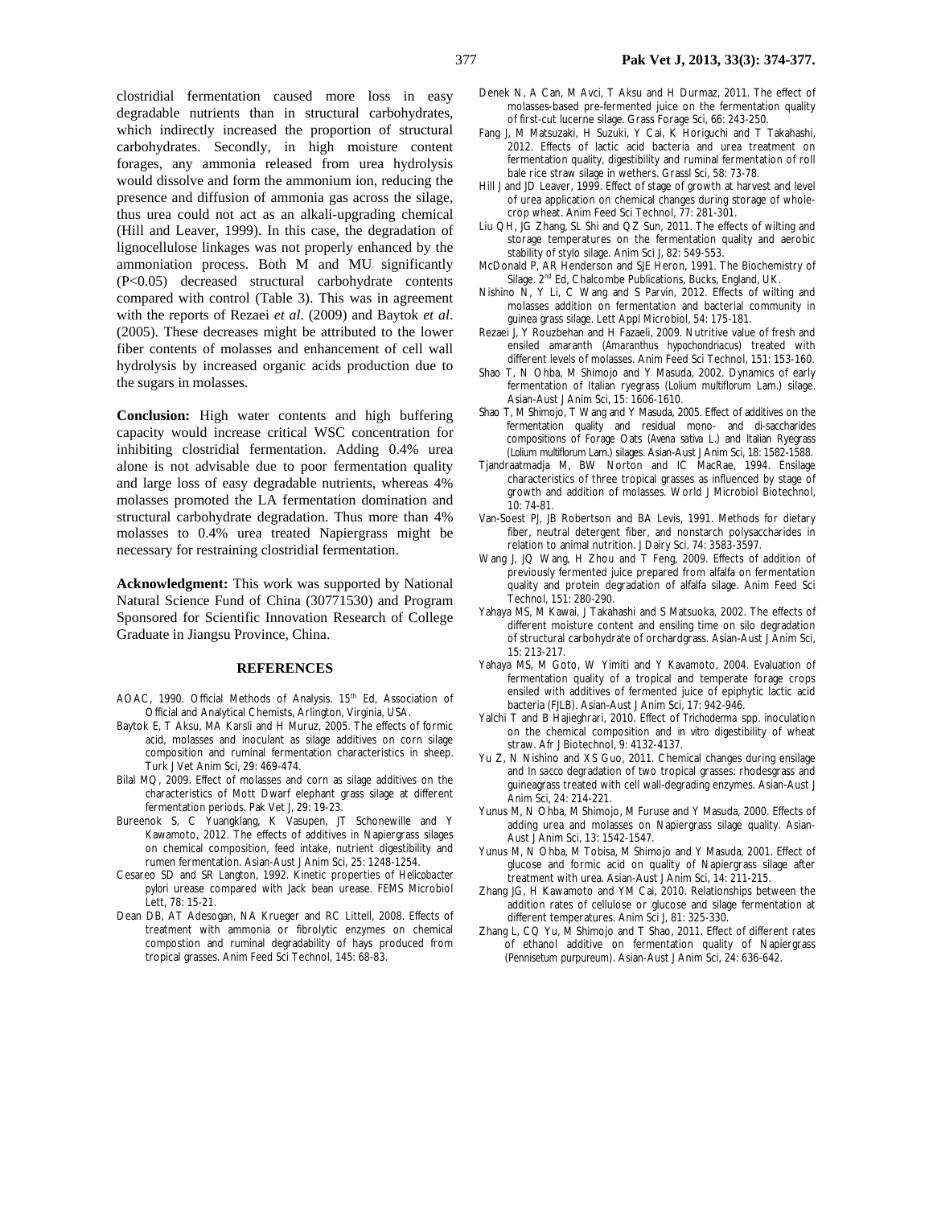clostridial fermentation caused more loss in easy degradable nutrients than in structural carbohydrates, which indirectly increased the proportion of structural carbohydrates. Secondly, in high moisture content forages, any ammonia released from urea hydrolysis would dissolve and form the ammonium ion, reducing the presence and diffusion of ammonia gas across the silage, thus urea could not act as an alkali-upgrading chemical (Hill and Leaver, 1999). In this case, the degradation of lignocellulose linkages was not properly enhanced by the ammoniation process. Both M and MU significantly ($P<0.05$) decreased structural carbohydrate contents compared with control (Table 3). This was in agreement with the reports of Rezaei *et al*. (2009) and Baytok *et al*. (2005). These decreases might be attributed to the lower fiber contents of molasses and enhancement of cell wall hydrolysis by increased organic acids production due to the sugars in molasses.

**Conclusion:** High water contents and high buffering capacity would increase critical WSC concentration for inhibiting clostridial fermentation. Adding 0.4% urea alone is not advisable due to poor fermentation quality and large loss of easy degradable nutrients, whereas 4% molasses promoted the LA fermentation domination and structural carbohydrate degradation. Thus more than 4% molasses to 0.4% urea treated Napiergrass might be necessary for restraining clostridial fermentation.

**Acknowledgment:** This work was supported by National Natural Science Fund of China (30771530) and Program Sponsored for Scientific Innovation Research of College Graduate in Jiangsu Province, China.

## REFERENCES

AOAC, 1990. Official Methods of Analysis. 15th Ed, Association of Official and Analytical Chemists, Arlington, Virginia, USA.

Baytok E, T Aksu, MA Karsli and H Muruz, 2005. The effects of formic acid, molasses and inoculant as silage additives on corn silage composition and ruminal fermentation characteristics in sheep. Turk J Vet Anim Sci, 29: 469-474.

Bilal MQ, 2009. Effect of molasses and corn as silage additives on the characteristics of Mott Dwarf elephant grass silage at different fermentation periods. Pak Vet J, 29: 19-23.

Bureenok S, C Yuangklang, K Vasupen, JT Schonewille and Y Kawamoto, 2012. The effects of additives in Napiergrass silages on chemical composition, feed intake, nutrient digestibility and rumen fermentation. Asian-Aust J Anim Sci, 25: 1248-1254.

Cesareo SD and SR Langton, 1992. Kinetic properties of *Helicobacter pylori* urease compared with Jack bean urease. FEMS Microbiol Lett, 78: 15-21.

Dean DB, AT Adesogan, NA Krueger and RC Littell, 2008. Effects of treatment with ammonia or fibrolytic enzymes on chemical compostion and ruminal degradability of hays produced from tropical grasses. Anim Feed Sci Technol, 145: 68-83.

Denek N, A Can, M Avci, T Aksu and H Durmaz, 2011. The effect of molasses-based pre-fermented juice on the fermentation quality of first-cut lucerne silage. Grass Forage Sci, 66: 243-250.

Fang J, M Matsuzaki, H Suzuki, Y Cai, K Horiguchi and T Takahashi, 2012. Effects of lactic acid bacteria and urea treatment on fermentation quality, digestibility and ruminal fermentation of roll bale rice straw silage in wethers. Grassl Sci, 58: 73-78.

Hill J and JD Leaver, 1999. Effect of stage of growth at harvest and level of urea application on chemical changes during storage of whole-crop wheat. Anim Feed Sci Technol, 77: 281-301.

Liu QH, JG Zhang, SL Shi and QZ Sun, 2011. The effects of wilting and storage temperatures on the fermentation quality and aerobic stability of stylo silage. Anim Sci J, 82: 549-553.

McDonald P, AR Henderson and SJE Heron, 1991. The Biochemistry of Silage. 2nd Ed, Chalcombe Publications, Bucks, England, UK.

Nishino N, Y Li, C Wang and S Parvin, 2012. Effects of wilting and molasses addition on fermentation and bacterial community in guinea grass silage. Lett Appl Microbiol, 54: 175-181.

Rezaei J, Y Rouzbehan and H Fazaeli, 2009. Nutritive value of fresh and ensiled amaranth (*Amaranthus hypochondriacus*) treated with different levels of molasses. Anim Feed Sci Technol, 151: 153-160.

Shao T, N Ohba, M Shimojo and Y Masuda, 2002. Dynamics of early fermentation of Italian ryegrass (*Lolium multiflorum* Lam.) silage. Asian-Aust J Anim Sci, 15: 1606-1610.

Shao T, M Shimojo, T Wang and Y Masuda, 2005. Effect of additives on the fermentation quality and residual mono- and di-saccharides compositions of Forage Oats (*Avena sativa* L.) and Italian Ryegrass (*Lolium multiflorum* Lam.) silages. Asian-Aust J Anim Sci, 18: 1582-1588.

Tjandraatmadja M, BW Norton and IC MacRae, 1994. Ensilage characteristics of three tropical grasses as influenced by stage of growth and addition of molasses. World J Microbiol Biotechnol, 10: 74-81.

Van-Soest PJ, JB Robertson and BA Levis, 1991. Methods for dietary fiber, neutral detergent fiber, and nonstarch polysaccharides in relation to animal nutrition. J Dairy Sci, 74: 3583-3597.

Wang J, JQ Wang, H Zhou and T Feng, 2009. Effects of addition of previously fermented juice prepared from alfalfa on fermentation quality and protein degradation of alfalfa silage. Anim Feed Sci Technol, 151: 280-290.

Yahaya MS, M Kawai, J Takahashi and S Matsuoka, 2002. The effects of different moisture content and ensiling time on silo degradation of structural carbohydrate of orchardgrass. Asian-Aust J Anim Sci, 15: 213-217.

Yahaya MS, M Goto, W Yimiti and Y Kavamoto, 2004. Evaluation of fermentation quality of a tropical and temperate forage crops ensiled with additives of fermented juice of epiphytic lactic acid bacteria (FJLB). Asian-Aust J Anim Sci, 17: 942-946.

Yalchi T and B Hajieghrari, 2010. Effect of *Trichoderma* spp. inoculation on the chemical composition and *in vitro* digestibility of wheat straw. Afr J Biotechnol, 9: 4132-4137.

Yu Z, N Nishino and XS Guo, 2011. Chemical changes during ensilage and *In sacco* degradation of two tropical grasses: rhodesgrass and guineagrass treated with cell wall-degrading enzymes. Asian-Aust J Anim Sci, 24: 214-221.

Yunus M, N Ohba, M Shimojo, M Furuse and Y Masuda, 2000. Effects of adding urea and molasses on Napiergrass silage quality. Asian-Aust J Anim Sci, 13: 1542-1547.

Yunus M, N Ohba, M Tobisa, M Shimojo and Y Masuda, 2001. Effect of glucose and formic acid on quality of Napiergrass silage after treatment with urea. Asian-Aust J Anim Sci, 14: 211-215.

Zhang JG, H Kawamoto and YM Cai, 2010. Relationships between the addition rates of cellulose or glucose and silage fermentation at different temperatures. Anim Sci J, 81: 325-330.

Zhang L, CQ Yu, M Shimojo and T Shao, 2011. Effect of different rates of ethanol additive on fermentation quality of Napiergrass (*Pennisetum purpureum*). Asian-Aust J Anim Sci, 24: 636-642.